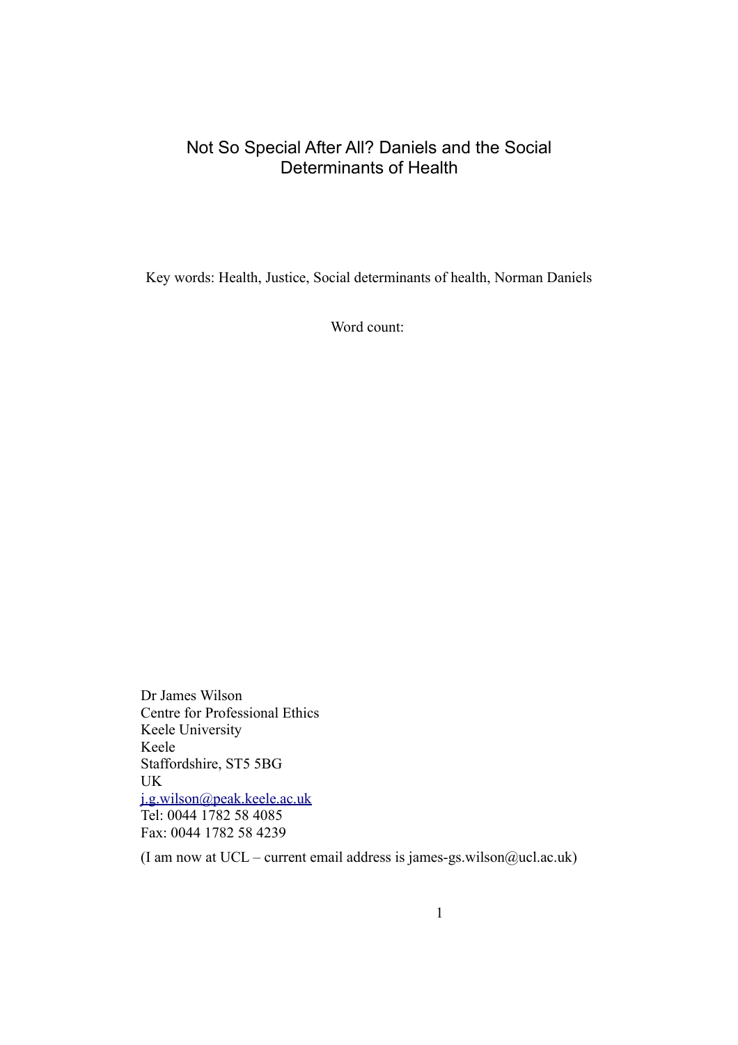# Not So Special After All? Daniels and the Social Determinants of Health

Key words: Health, Justice, Social determinants of health, Norman Daniels

Word count:

Dr James Wilson
Centre for Professional Ethics
Keele University
Keele
Staffordshire, ST5 5BG
UK
j.g.wilson@peak.keele.ac.uk
Tel: 0044 1782 58 4085
Fax: 0044 1782 58 4239

(I am now at UCL – current email address is james-gs.wilson@ucl.ac.uk)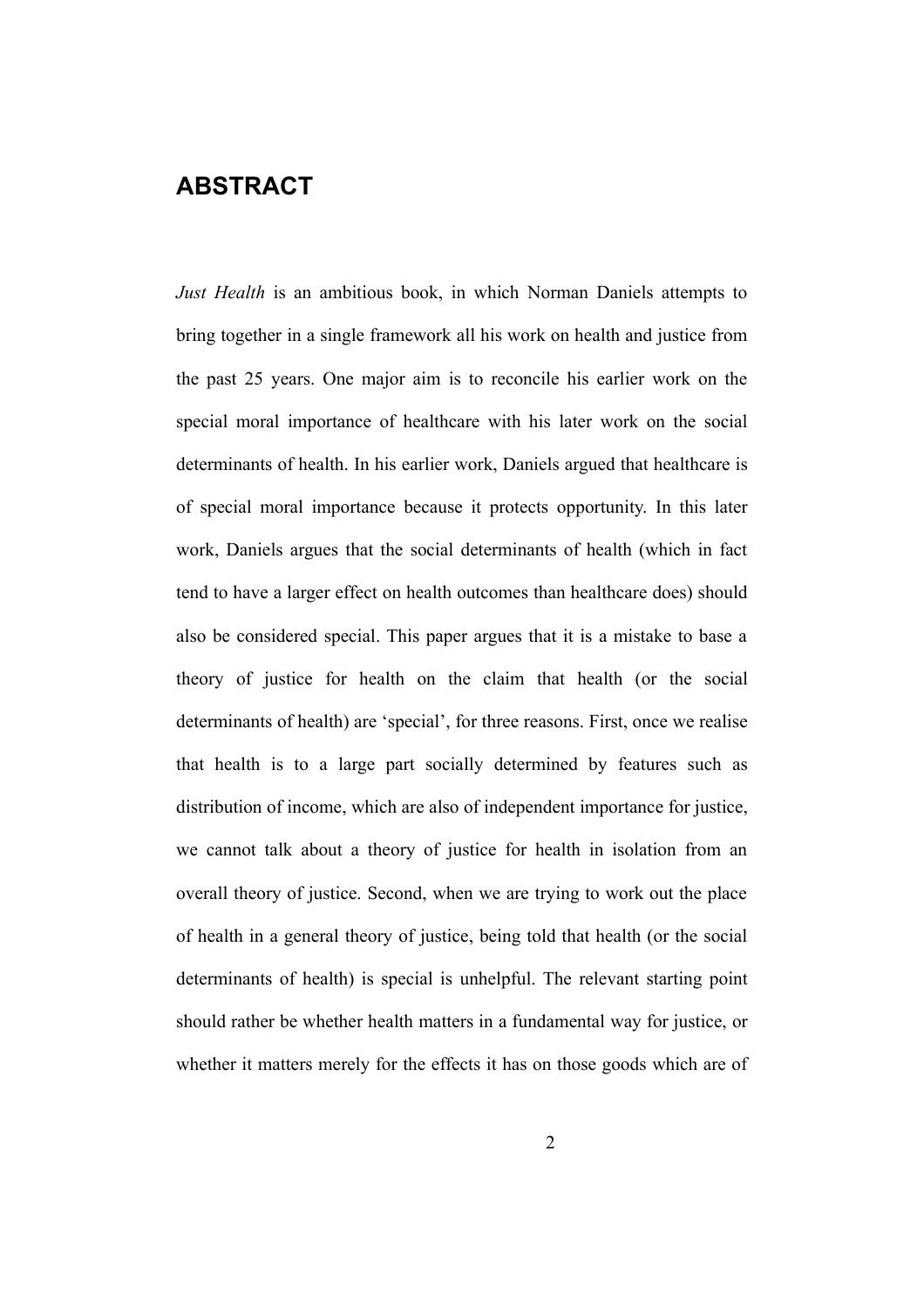## ABSTRACT

*Just Health* is an ambitious book, in which Norman Daniels attempts to bring together in a single framework all his work on health and justice from the past 25 years. One major aim is to reconcile his earlier work on the special moral importance of healthcare with his later work on the social determinants of health. In his earlier work, Daniels argued that healthcare is of special moral importance because it protects opportunity. In this later work, Daniels argues that the social determinants of health (which in fact tend to have a larger effect on health outcomes than healthcare does) should also be considered special. This paper argues that it is a mistake to base a theory of justice for health on the claim that health (or the social determinants of health) are 'special', for three reasons. First, once we realise that health is to a large part socially determined by features such as distribution of income, which are also of independent importance for justice, we cannot talk about a theory of justice for health in isolation from an overall theory of justice. Second, when we are trying to work out the place of health in a general theory of justice, being told that health (or the social determinants of health) is special is unhelpful. The relevant starting point should rather be whether health matters in a fundamental way for justice, or whether it matters merely for the effects it has on those goods which are of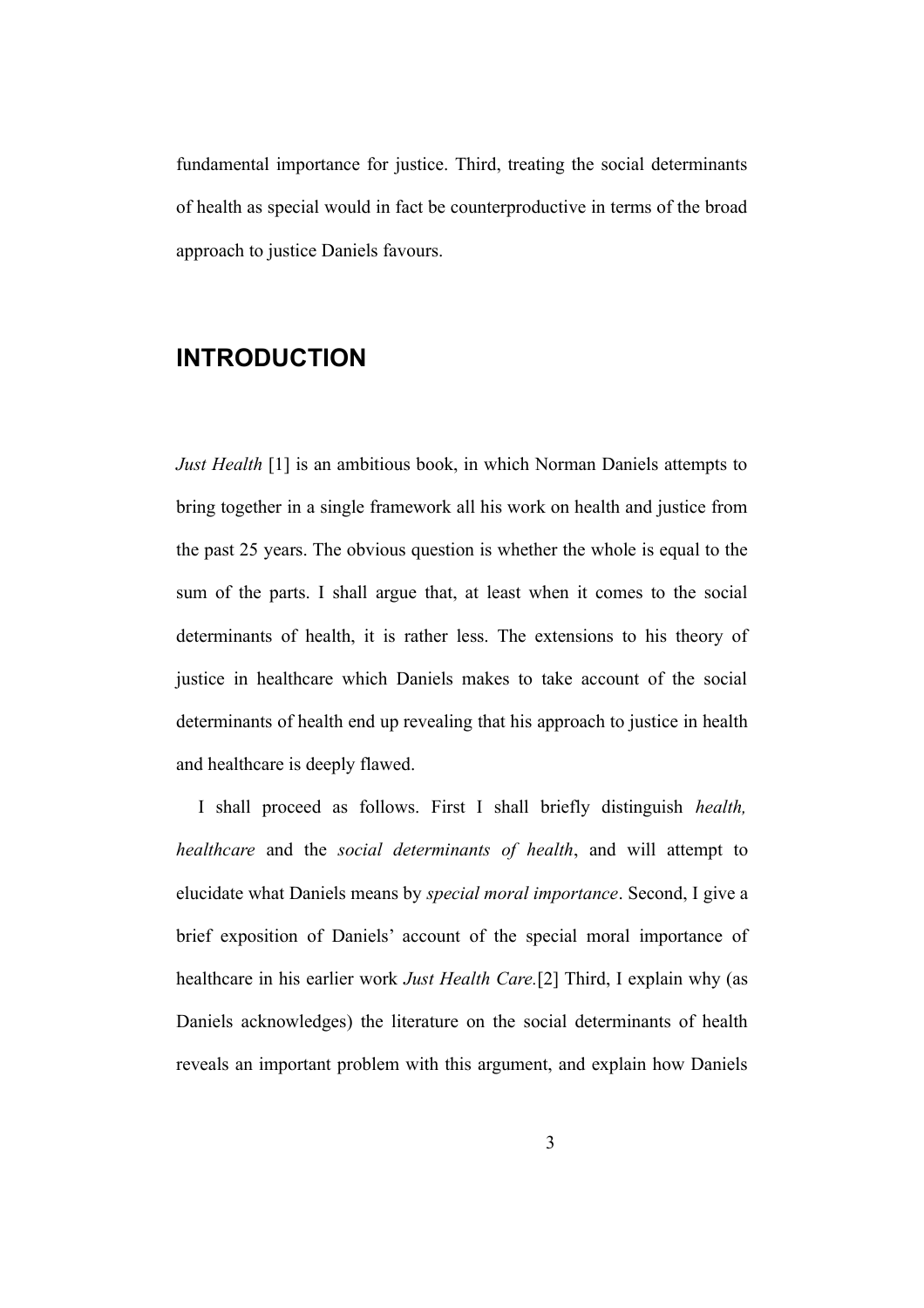fundamental importance for justice. Third, treating the social determinants of health as special would in fact be counterproductive in terms of the broad approach to justice Daniels favours.

## INTRODUCTION

*Just Health* [1] is an ambitious book, in which Norman Daniels attempts to bring together in a single framework all his work on health and justice from the past 25 years. The obvious question is whether the whole is equal to the sum of the parts. I shall argue that, at least when it comes to the social determinants of health, it is rather less. The extensions to his theory of justice in healthcare which Daniels makes to take account of the social determinants of health end up revealing that his approach to justice in health and healthcare is deeply flawed.

I shall proceed as follows. First I shall briefly distinguish *health, healthcare* and the *social determinants of health*, and will attempt to elucidate what Daniels means by *special moral importance*. Second, I give a brief exposition of Daniels' account of the special moral importance of healthcare in his earlier work *Just Health Care.*[2] Third, I explain why (as Daniels acknowledges) the literature on the social determinants of health reveals an important problem with this argument, and explain how Daniels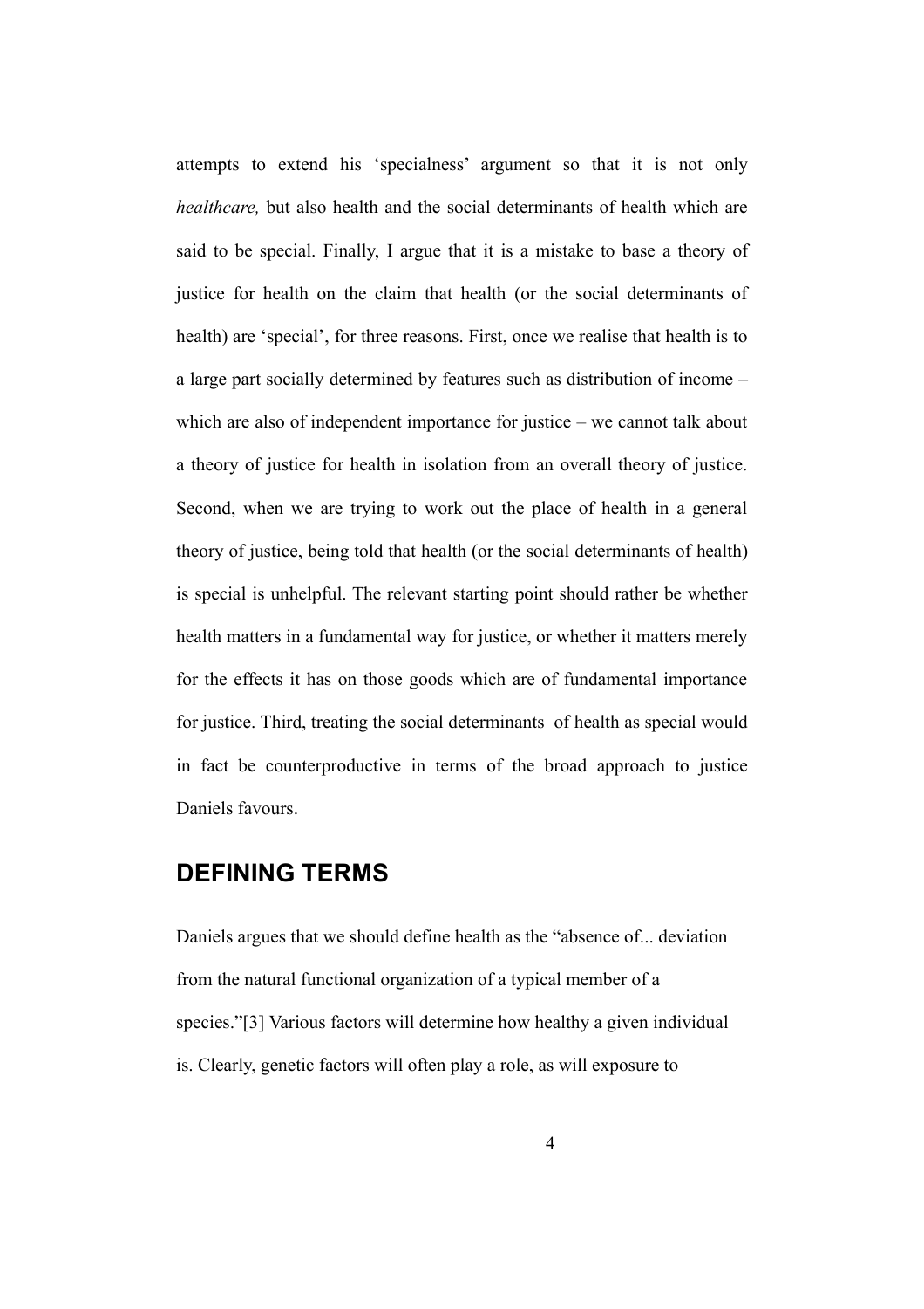attempts to extend his 'specialness' argument so that it is not only *healthcare,* but also health and the social determinants of health which are said to be special. Finally, I argue that it is a mistake to base a theory of justice for health on the claim that health (or the social determinants of health) are 'special', for three reasons. First, once we realise that health is to a large part socially determined by features such as distribution of income – which are also of independent importance for justice – we cannot talk about a theory of justice for health in isolation from an overall theory of justice. Second, when we are trying to work out the place of health in a general theory of justice, being told that health (or the social determinants of health) is special is unhelpful. The relevant starting point should rather be whether health matters in a fundamental way for justice, or whether it matters merely for the effects it has on those goods which are of fundamental importance for justice. Third, treating the social determinants of health as special would in fact be counterproductive in terms of the broad approach to justice Daniels favours.

## DEFINING TERMS

Daniels argues that we should define health as the "absence of... deviation from the natural functional organization of a typical member of a species."[3] Various factors will determine how healthy a given individual is. Clearly, genetic factors will often play a role, as will exposure to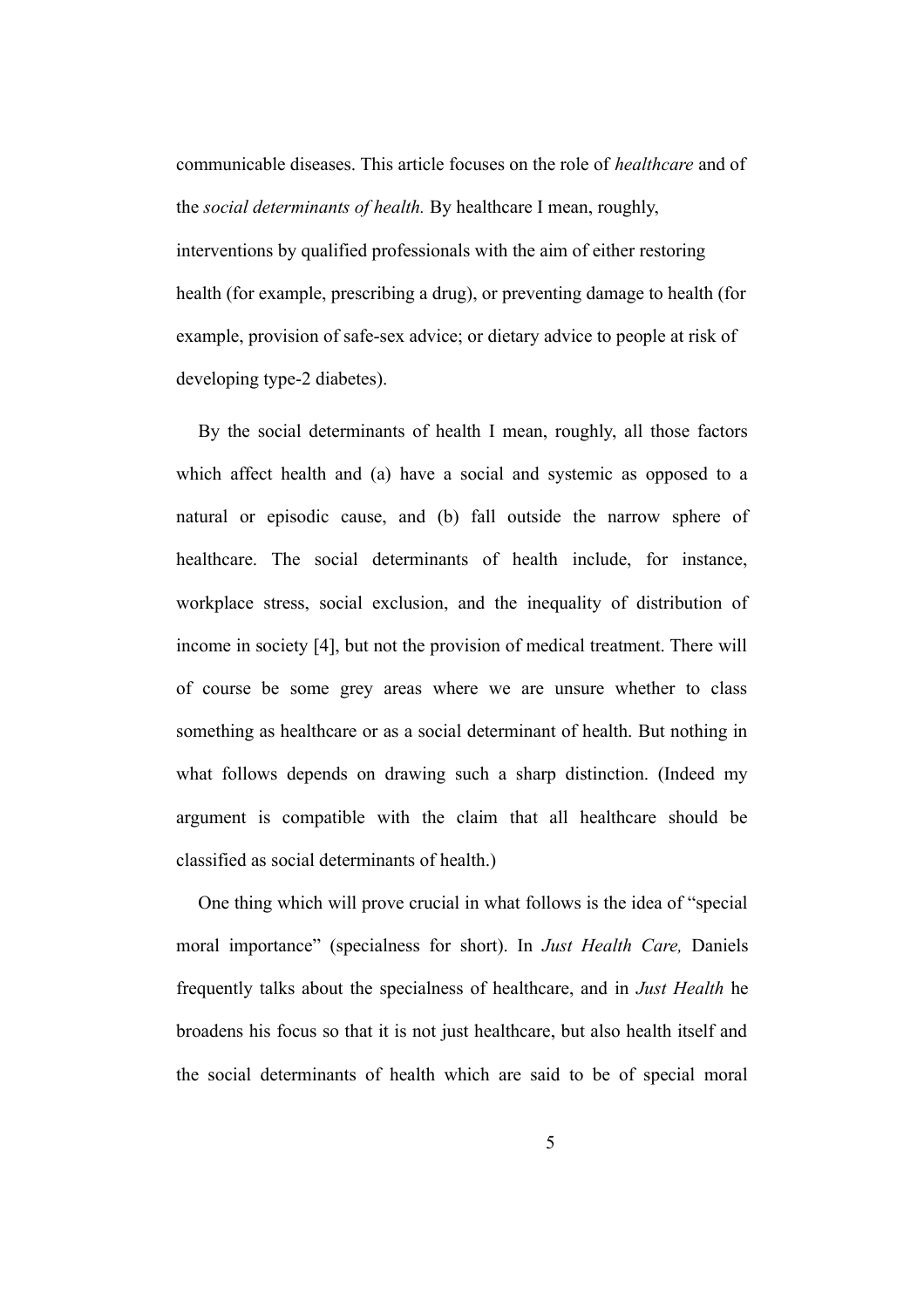communicable diseases. This article focuses on the role of *healthcare* and of the *social determinants of health.* By healthcare I mean, roughly, interventions by qualified professionals with the aim of either restoring health (for example, prescribing a drug), or preventing damage to health (for example, provision of safe-sex advice; or dietary advice to people at risk of developing type-2 diabetes).

By the social determinants of health I mean, roughly, all those factors which affect health and (a) have a social and systemic as opposed to a natural or episodic cause, and (b) fall outside the narrow sphere of healthcare. The social determinants of health include, for instance, workplace stress, social exclusion, and the inequality of distribution of income in society [4], but not the provision of medical treatment. There will of course be some grey areas where we are unsure whether to class something as healthcare or as a social determinant of health. But nothing in what follows depends on drawing such a sharp distinction. (Indeed my argument is compatible with the claim that all healthcare should be classified as social determinants of health.)

One thing which will prove crucial in what follows is the idea of "special moral importance" (specialness for short). In *Just Health Care,* Daniels frequently talks about the specialness of healthcare, and in *Just Health* he broadens his focus so that it is not just healthcare, but also health itself and the social determinants of health which are said to be of special moral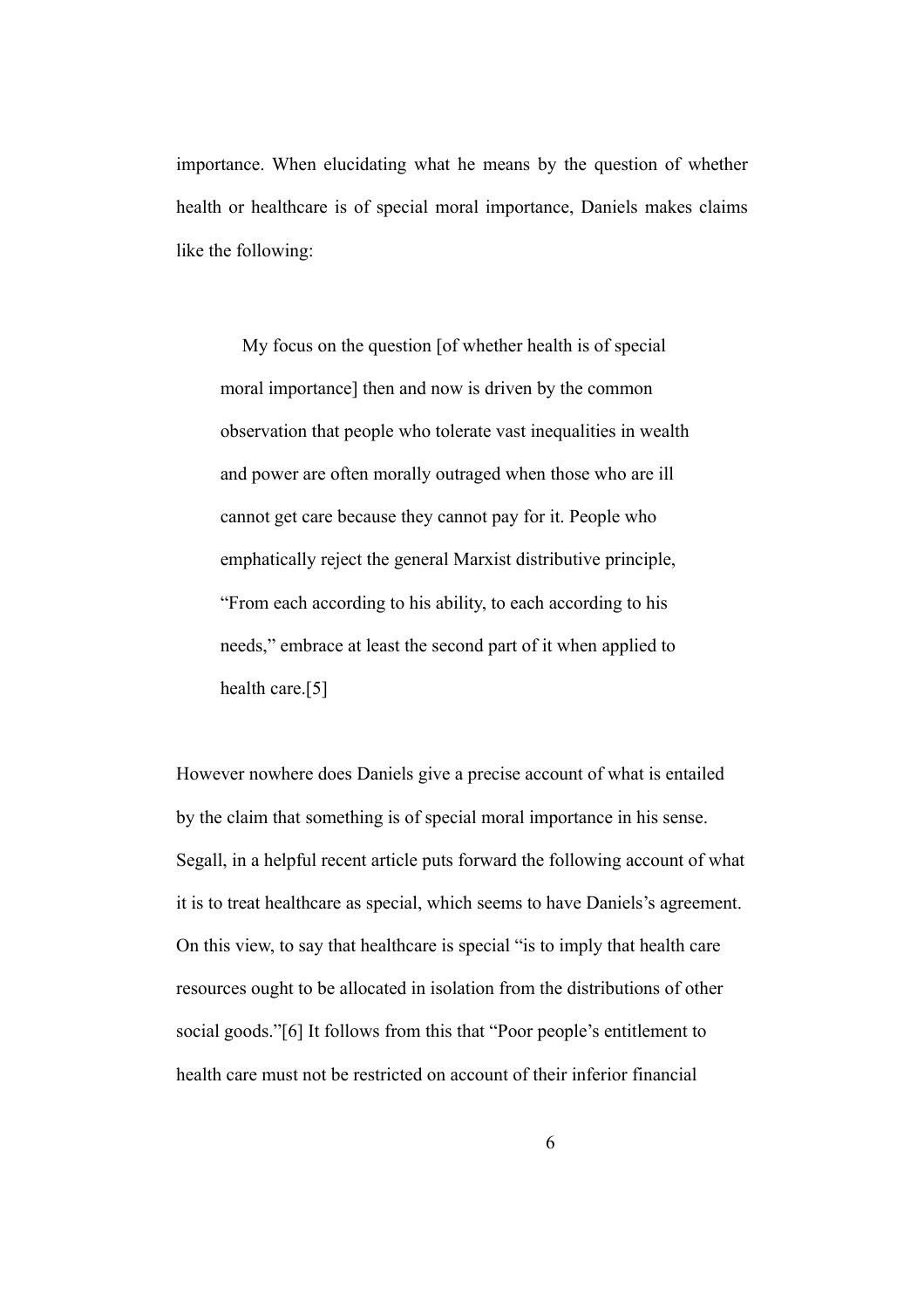importance. When elucidating what he means by the question of whether health or healthcare is of special moral importance, Daniels makes claims like the following:

> My focus on the question [of whether health is of special moral importance] then and now is driven by the common observation that people who tolerate vast inequalities in wealth and power are often morally outraged when those who are ill cannot get care because they cannot pay for it. People who emphatically reject the general Marxist distributive principle, "From each according to his ability, to each according to his needs," embrace at least the second part of it when applied to health care.[5]

However nowhere does Daniels give a precise account of what is entailed by the claim that something is of special moral importance in his sense. Segall, in a helpful recent article puts forward the following account of what it is to treat healthcare as special, which seems to have Daniels's agreement. On this view, to say that healthcare is special "is to imply that health care resources ought to be allocated in isolation from the distributions of other social goods."[6] It follows from this that "Poor people's entitlement to health care must not be restricted on account of their inferior financial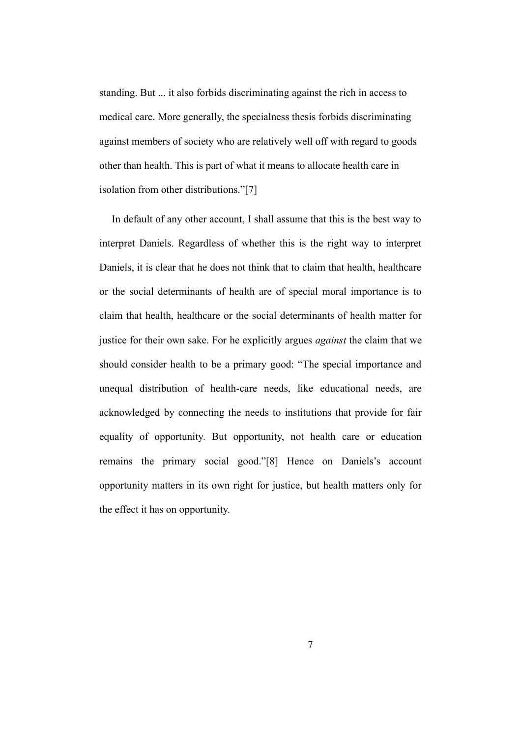standing. But ... it also forbids discriminating against the rich in access to medical care. More generally, the specialness thesis forbids discriminating against members of society who are relatively well off with regard to goods other than health. This is part of what it means to allocate health care in isolation from other distributions."[7]

In default of any other account, I shall assume that this is the best way to interpret Daniels. Regardless of whether this is the right way to interpret Daniels, it is clear that he does not think that to claim that health, healthcare or the social determinants of health are of special moral importance is to claim that health, healthcare or the social determinants of health matter for justice for their own sake. For he explicitly argues *against* the claim that we should consider health to be a primary good: "The special importance and unequal distribution of health-care needs, like educational needs, are acknowledged by connecting the needs to institutions that provide for fair equality of opportunity. But opportunity, not health care or education remains the primary social good."[8] Hence on Daniels's account opportunity matters in its own right for justice, but health matters only for the effect it has on opportunity.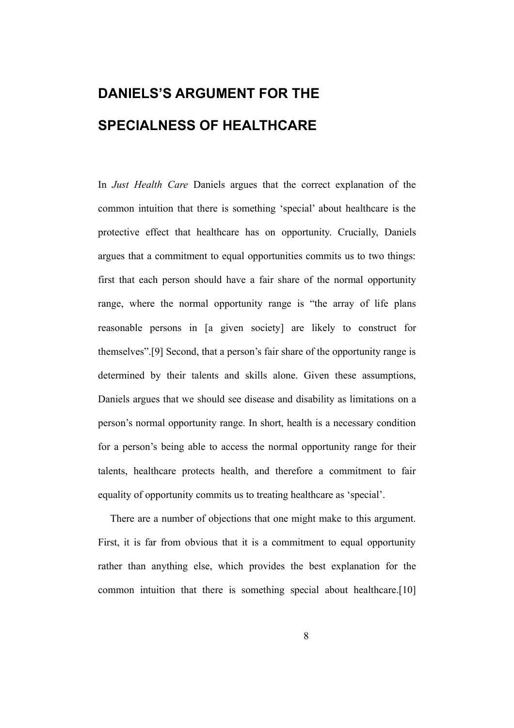## DANIELS'S ARGUMENT FOR THE SPECIALNESS OF HEALTHCARE

In *Just Health Care* Daniels argues that the correct explanation of the common intuition that there is something 'special' about healthcare is the protective effect that healthcare has on opportunity. Crucially, Daniels argues that a commitment to equal opportunities commits us to two things: first that each person should have a fair share of the normal opportunity range, where the normal opportunity range is "the array of life plans reasonable persons in [a given society] are likely to construct for themselves".[9] Second, that a person's fair share of the opportunity range is determined by their talents and skills alone. Given these assumptions, Daniels argues that we should see disease and disability as limitations on a person's normal opportunity range. In short, health is a necessary condition for a person's being able to access the normal opportunity range for their talents, healthcare protects health, and therefore a commitment to fair equality of opportunity commits us to treating healthcare as 'special'.

There are a number of objections that one might make to this argument. First, it is far from obvious that it is a commitment to equal opportunity rather than anything else, which provides the best explanation for the common intuition that there is something special about healthcare.[10]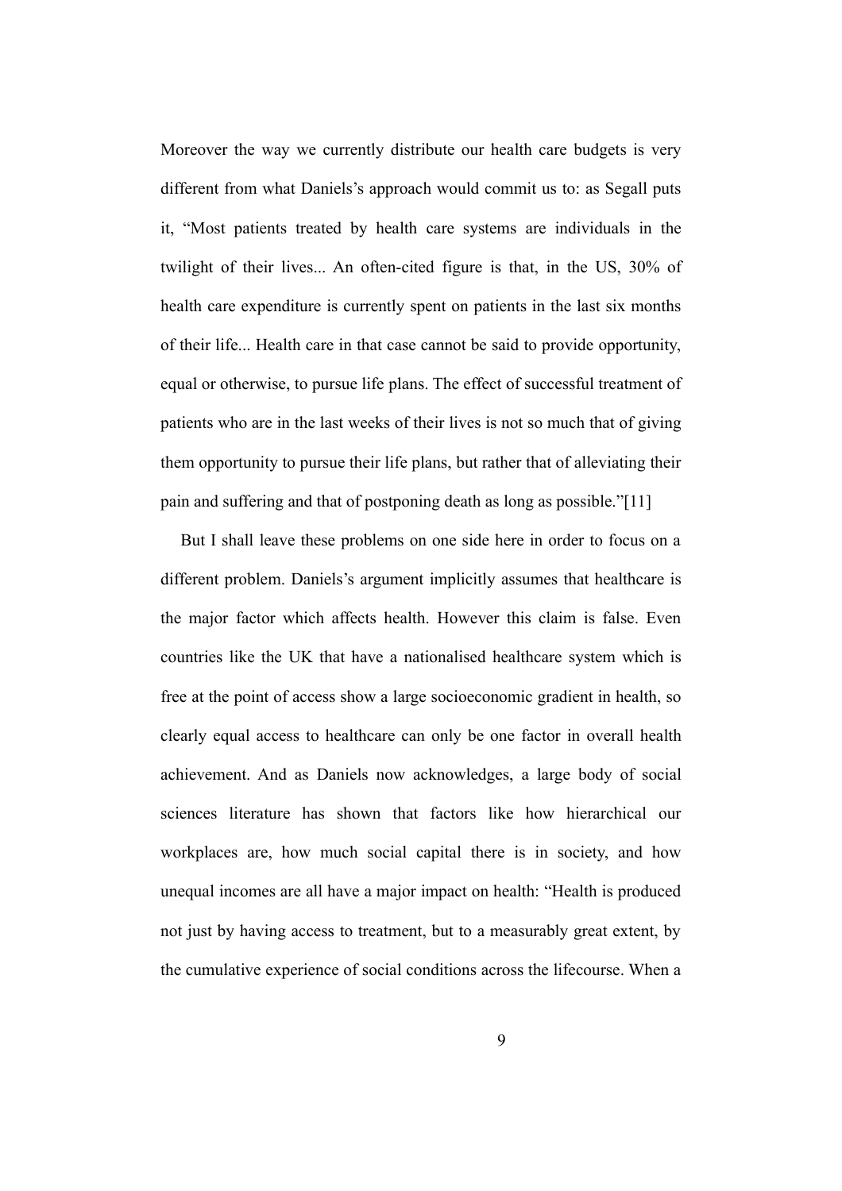Moreover the way we currently distribute our health care budgets is very different from what Daniels's approach would commit us to: as Segall puts it, "Most patients treated by health care systems are individuals in the twilight of their lives... An often-cited figure is that, in the US, 30% of health care expenditure is currently spent on patients in the last six months of their life... Health care in that case cannot be said to provide opportunity, equal or otherwise, to pursue life plans. The effect of successful treatment of patients who are in the last weeks of their lives is not so much that of giving them opportunity to pursue their life plans, but rather that of alleviating their pain and suffering and that of postponing death as long as possible."[11]

But I shall leave these problems on one side here in order to focus on a different problem. Daniels's argument implicitly assumes that healthcare is the major factor which affects health. However this claim is false. Even countries like the UK that have a nationalised healthcare system which is free at the point of access show a large socioeconomic gradient in health, so clearly equal access to healthcare can only be one factor in overall health achievement. And as Daniels now acknowledges, a large body of social sciences literature has shown that factors like how hierarchical our workplaces are, how much social capital there is in society, and how unequal incomes are all have a major impact on health: "Health is produced not just by having access to treatment, but to a measurably great extent, by the cumulative experience of social conditions across the lifecourse. When a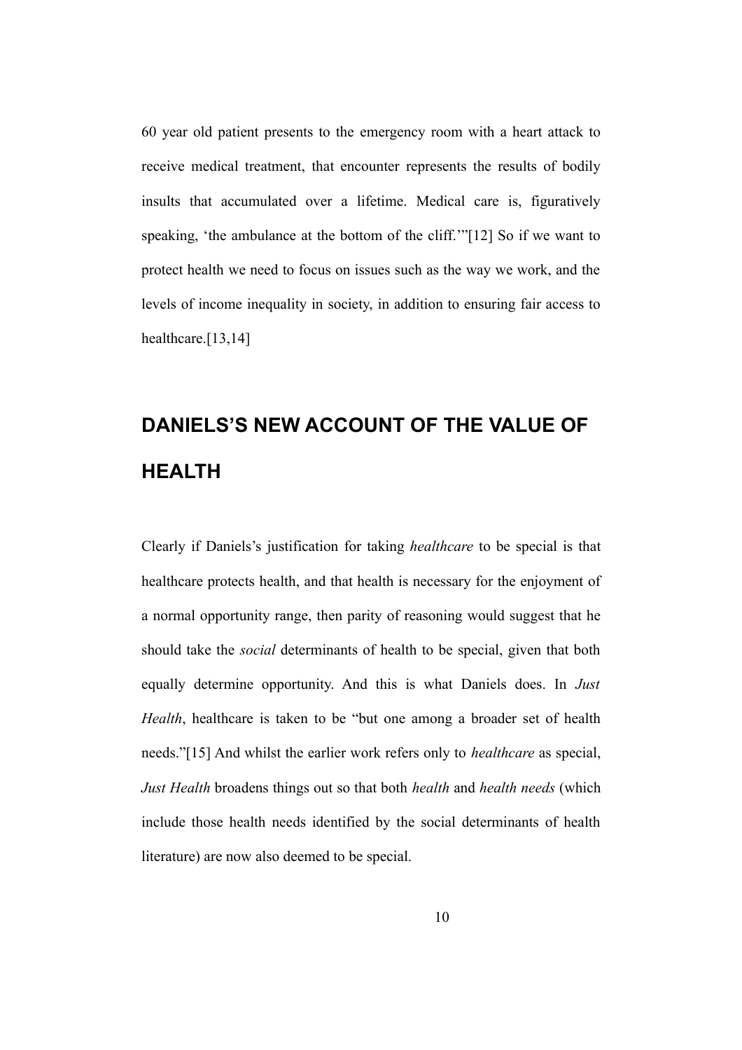60 year old patient presents to the emergency room with a heart attack to receive medical treatment, that encounter represents the results of bodily insults that accumulated over a lifetime. Medical care is, figuratively speaking, 'the ambulance at the bottom of the cliff.'"[12] So if we want to protect health we need to focus on issues such as the way we work, and the levels of income inequality in society, in addition to ensuring fair access to healthcare.[13,14]

## DANIELS'S NEW ACCOUNT OF THE VALUE OF HEALTH

Clearly if Daniels's justification for taking *healthcare* to be special is that healthcare protects health, and that health is necessary for the enjoyment of a normal opportunity range, then parity of reasoning would suggest that he should take the *social* determinants of health to be special, given that both equally determine opportunity. And this is what Daniels does. In *Just Health*, healthcare is taken to be "but one among a broader set of health needs."[15] And whilst the earlier work refers only to *healthcare* as special, *Just Health* broadens things out so that both *health* and *health needs* (which include those health needs identified by the social determinants of health literature) are now also deemed to be special.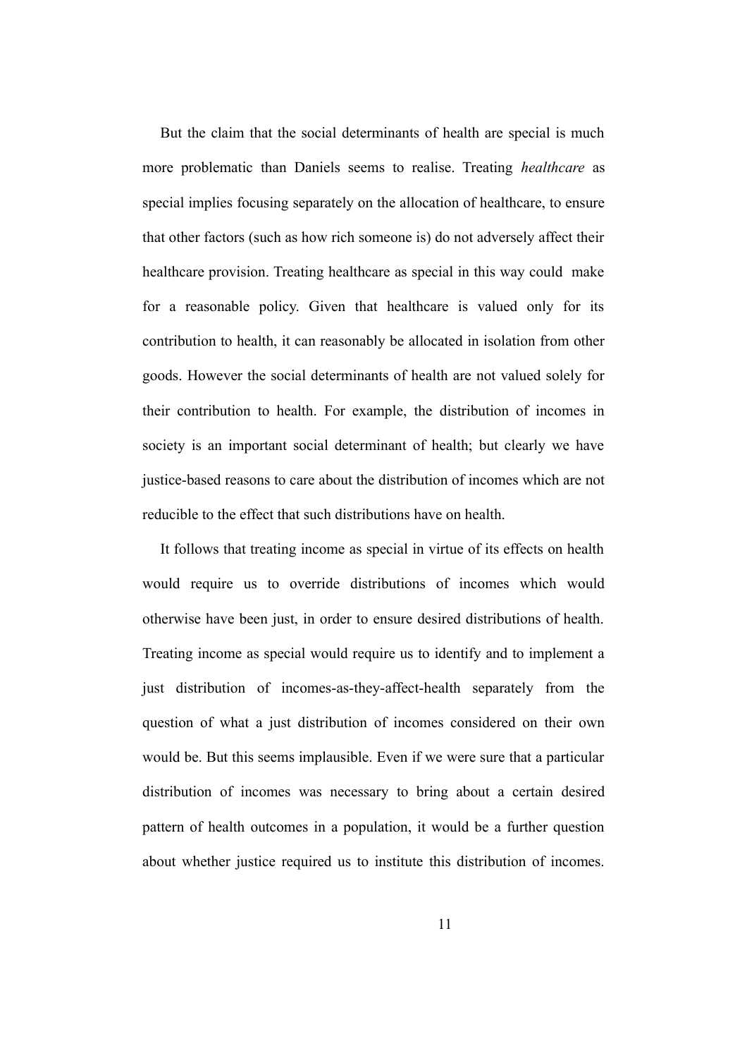But the claim that the social determinants of health are special is much more problematic than Daniels seems to realise. Treating *healthcare* as special implies focusing separately on the allocation of healthcare, to ensure that other factors (such as how rich someone is) do not adversely affect their healthcare provision. Treating healthcare as special in this way could make for a reasonable policy. Given that healthcare is valued only for its contribution to health, it can reasonably be allocated in isolation from other goods. However the social determinants of health are not valued solely for their contribution to health. For example, the distribution of incomes in society is an important social determinant of health; but clearly we have justice-based reasons to care about the distribution of incomes which are not reducible to the effect that such distributions have on health.

It follows that treating income as special in virtue of its effects on health would require us to override distributions of incomes which would otherwise have been just, in order to ensure desired distributions of health. Treating income as special would require us to identify and to implement a just distribution of incomes-as-they-affect-health separately from the question of what a just distribution of incomes considered on their own would be. But this seems implausible. Even if we were sure that a particular distribution of incomes was necessary to bring about a certain desired pattern of health outcomes in a population, it would be a further question about whether justice required us to institute this distribution of incomes.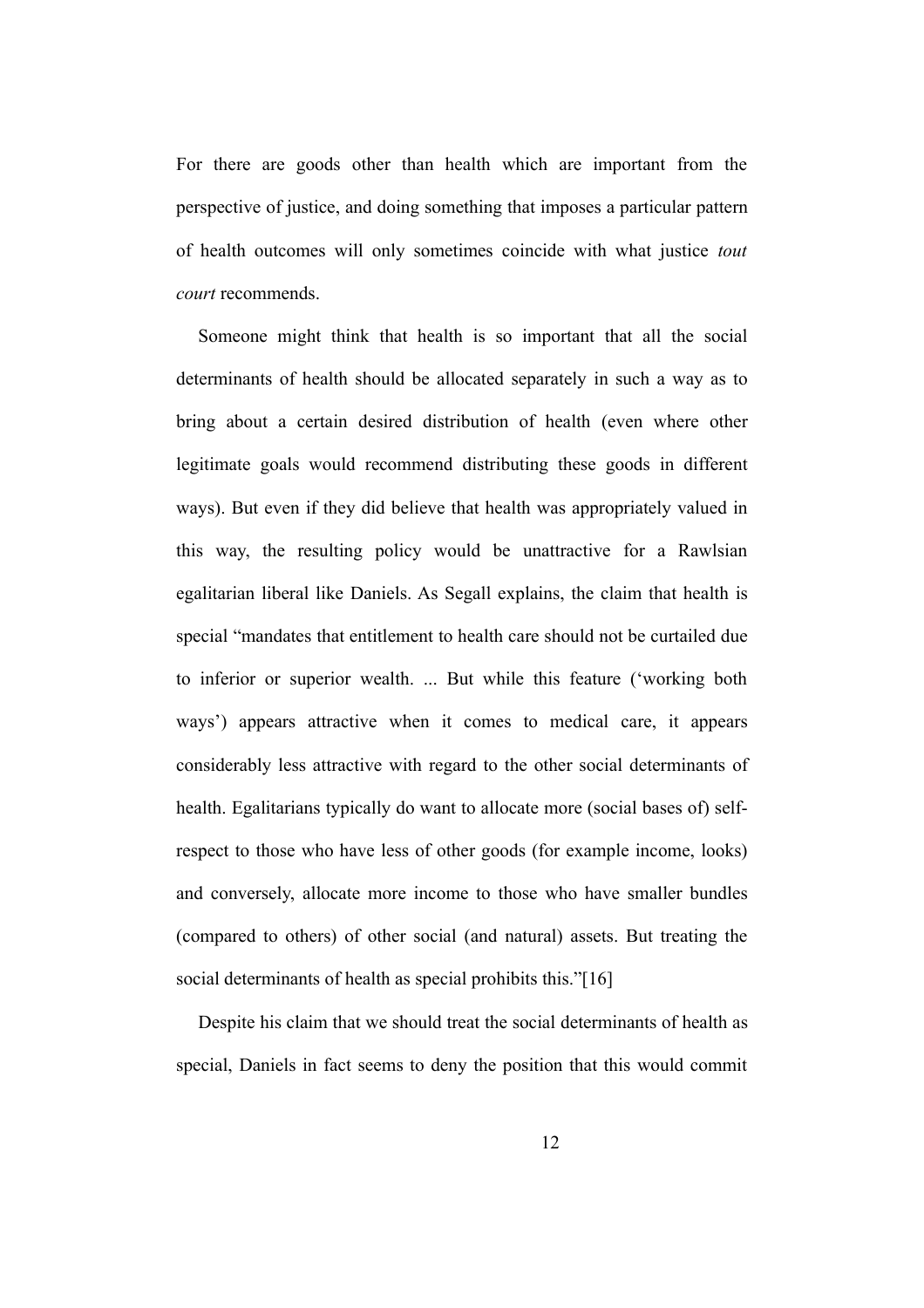For there are goods other than health which are important from the perspective of justice, and doing something that imposes a particular pattern of health outcomes will only sometimes coincide with what justice *tout court* recommends.

Someone might think that health is so important that all the social determinants of health should be allocated separately in such a way as to bring about a certain desired distribution of health (even where other legitimate goals would recommend distributing these goods in different ways). But even if they did believe that health was appropriately valued in this way, the resulting policy would be unattractive for a Rawlsian egalitarian liberal like Daniels. As Segall explains, the claim that health is special "mandates that entitlement to health care should not be curtailed due to inferior or superior wealth. ... But while this feature ('working both ways') appears attractive when it comes to medical care, it appears considerably less attractive with regard to the other social determinants of health. Egalitarians typically do want to allocate more (social bases of) self-respect to those who have less of other goods (for example income, looks) and conversely, allocate more income to those who have smaller bundles (compared to others) of other social (and natural) assets. But treating the social determinants of health as special prohibits this."[16]

Despite his claim that we should treat the social determinants of health as special, Daniels in fact seems to deny the position that this would commit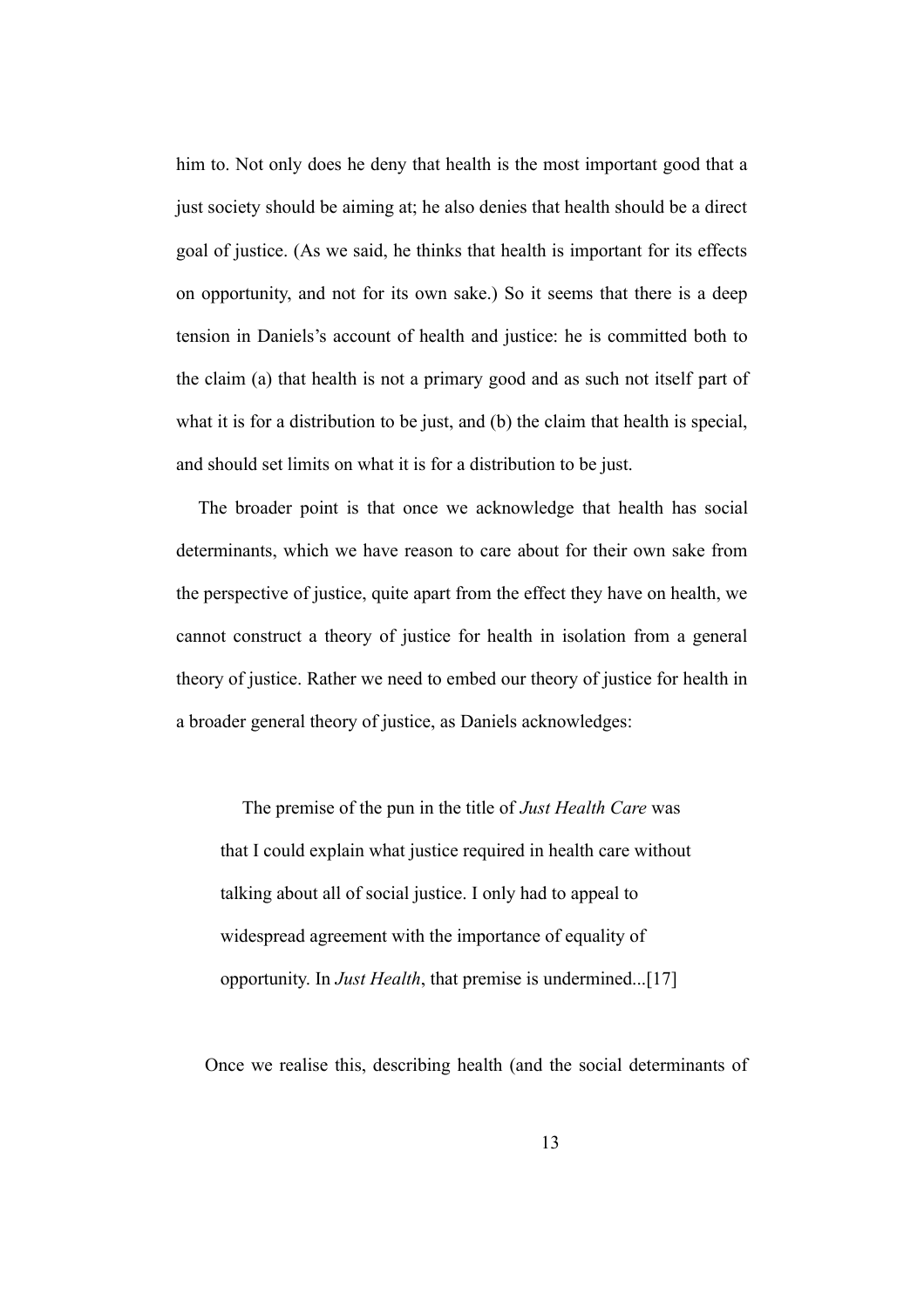him to. Not only does he deny that health is the most important good that a just society should be aiming at; he also denies that health should be a direct goal of justice. (As we said, he thinks that health is important for its effects on opportunity, and not for its own sake.) So it seems that there is a deep tension in Daniels's account of health and justice: he is committed both to the claim (a) that health is not a primary good and as such not itself part of what it is for a distribution to be just, and (b) the claim that health is special, and should set limits on what it is for a distribution to be just.

The broader point is that once we acknowledge that health has social determinants, which we have reason to care about for their own sake from the perspective of justice, quite apart from the effect they have on health, we cannot construct a theory of justice for health in isolation from a general theory of justice. Rather we need to embed our theory of justice for health in a broader general theory of justice, as Daniels acknowledges:

> The premise of the pun in the title of *Just Health Care* was that I could explain what justice required in health care without talking about all of social justice. I only had to appeal to widespread agreement with the importance of equality of opportunity. In *Just Health*, that premise is undermined...[17]

Once we realise this, describing health (and the social determinants of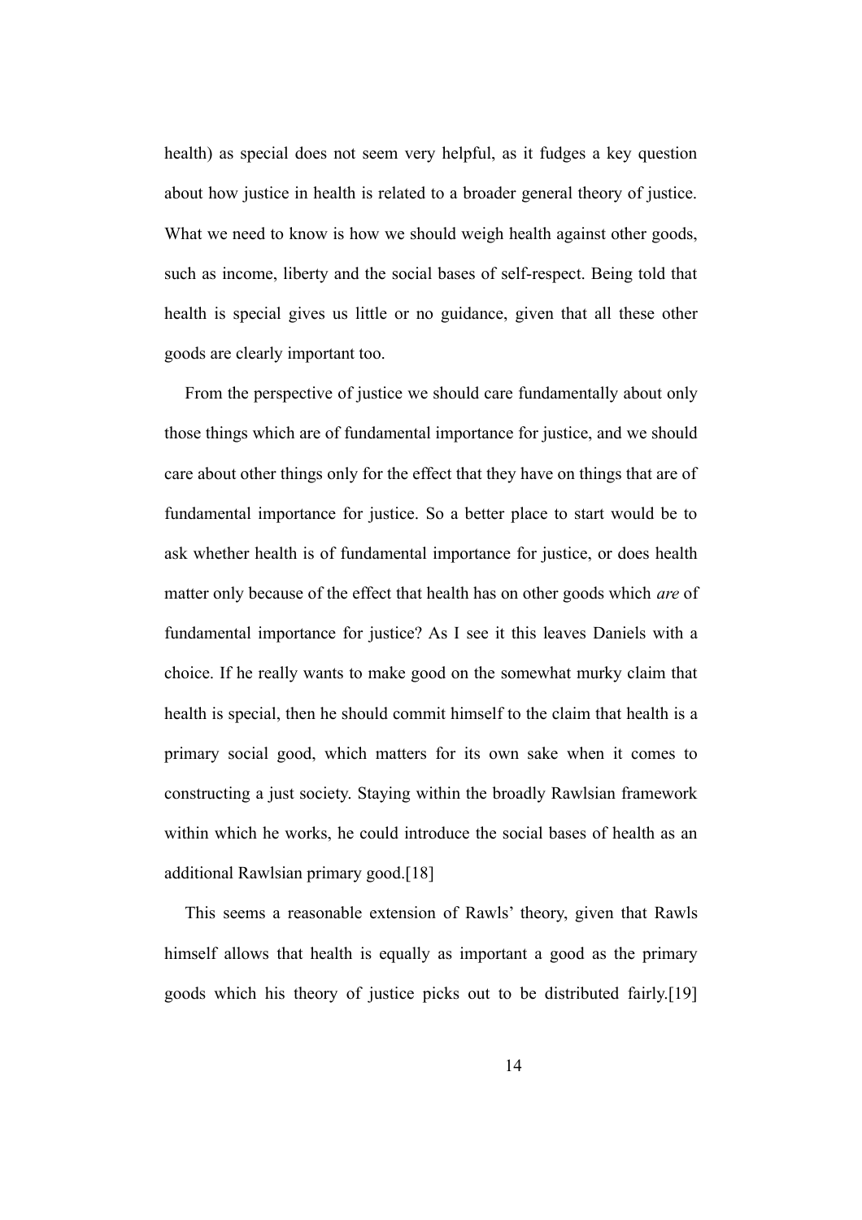health) as special does not seem very helpful, as it fudges a key question about how justice in health is related to a broader general theory of justice. What we need to know is how we should weigh health against other goods, such as income, liberty and the social bases of self-respect. Being told that health is special gives us little or no guidance, given that all these other goods are clearly important too.

From the perspective of justice we should care fundamentally about only those things which are of fundamental importance for justice, and we should care about other things only for the effect that they have on things that are of fundamental importance for justice. So a better place to start would be to ask whether health is of fundamental importance for justice, or does health matter only because of the effect that health has on other goods which *are* of fundamental importance for justice? As I see it this leaves Daniels with a choice. If he really wants to make good on the somewhat murky claim that health is special, then he should commit himself to the claim that health is a primary social good, which matters for its own sake when it comes to constructing a just society. Staying within the broadly Rawlsian framework within which he works, he could introduce the social bases of health as an additional Rawlsian primary good.[18]

This seems a reasonable extension of Rawls' theory, given that Rawls himself allows that health is equally as important a good as the primary goods which his theory of justice picks out to be distributed fairly.[19]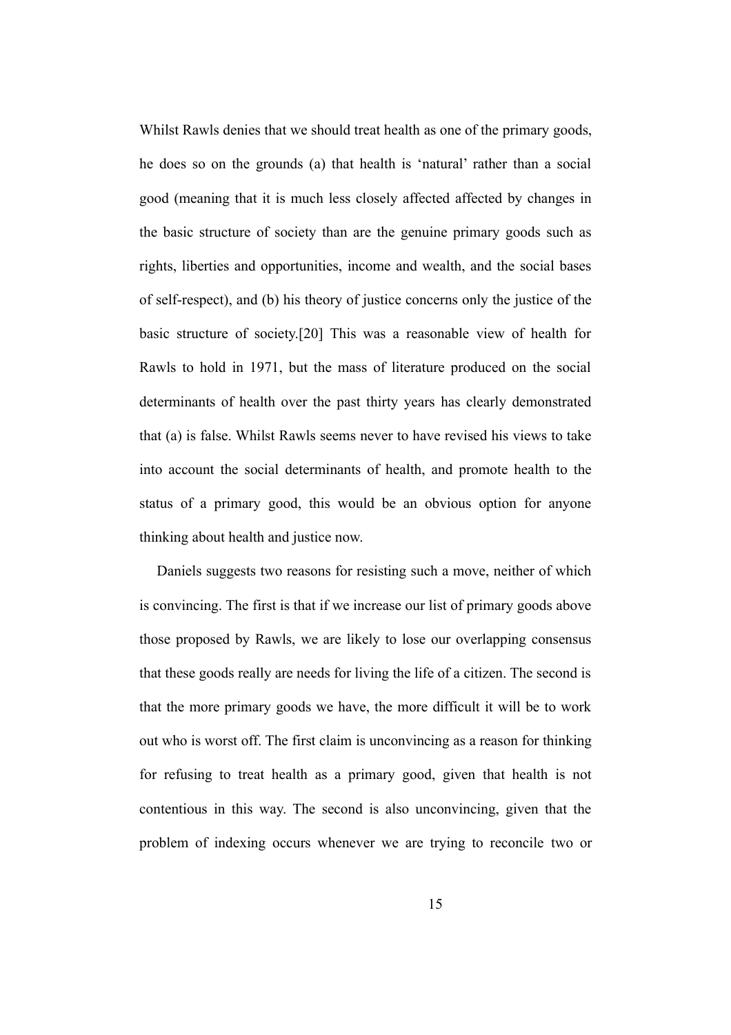Whilst Rawls denies that we should treat health as one of the primary goods, he does so on the grounds (a) that health is 'natural' rather than a social good (meaning that it is much less closely affected affected by changes in the basic structure of society than are the genuine primary goods such as rights, liberties and opportunities, income and wealth, and the social bases of self-respect), and (b) his theory of justice concerns only the justice of the basic structure of society.[20] This was a reasonable view of health for Rawls to hold in 1971, but the mass of literature produced on the social determinants of health over the past thirty years has clearly demonstrated that (a) is false. Whilst Rawls seems never to have revised his views to take into account the social determinants of health, and promote health to the status of a primary good, this would be an obvious option for anyone thinking about health and justice now.

Daniels suggests two reasons for resisting such a move, neither of which is convincing. The first is that if we increase our list of primary goods above those proposed by Rawls, we are likely to lose our overlapping consensus that these goods really are needs for living the life of a citizen. The second is that the more primary goods we have, the more difficult it will be to work out who is worst off. The first claim is unconvincing as a reason for thinking for refusing to treat health as a primary good, given that health is not contentious in this way. The second is also unconvincing, given that the problem of indexing occurs whenever we are trying to reconcile two or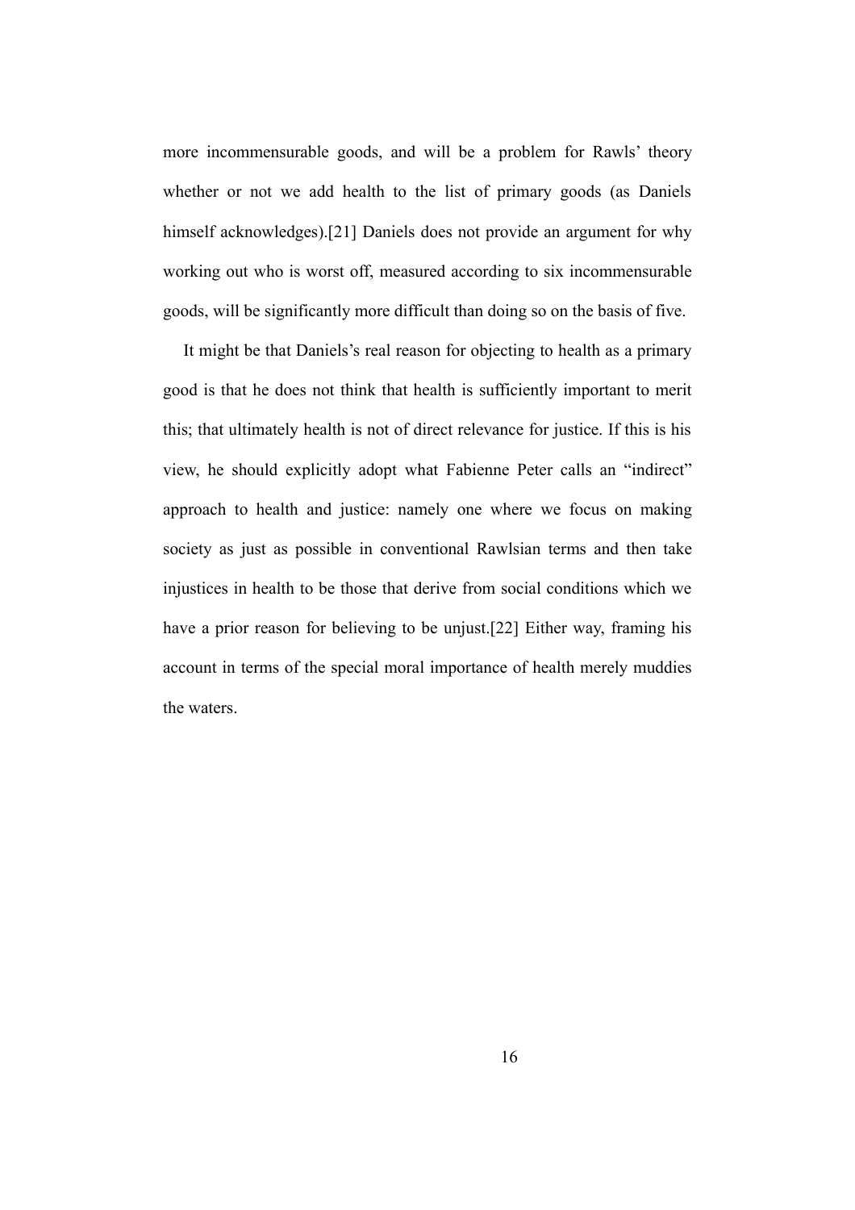more incommensurable goods, and will be a problem for Rawls' theory whether or not we add health to the list of primary goods (as Daniels himself acknowledges).[21] Daniels does not provide an argument for why working out who is worst off, measured according to six incommensurable goods, will be significantly more difficult than doing so on the basis of five.

It might be that Daniels's real reason for objecting to health as a primary good is that he does not think that health is sufficiently important to merit this; that ultimately health is not of direct relevance for justice. If this is his view, he should explicitly adopt what Fabienne Peter calls an "indirect" approach to health and justice: namely one where we focus on making society as just as possible in conventional Rawlsian terms and then take injustices in health to be those that derive from social conditions which we have a prior reason for believing to be unjust.[22] Either way, framing his account in terms of the special moral importance of health merely muddies the waters.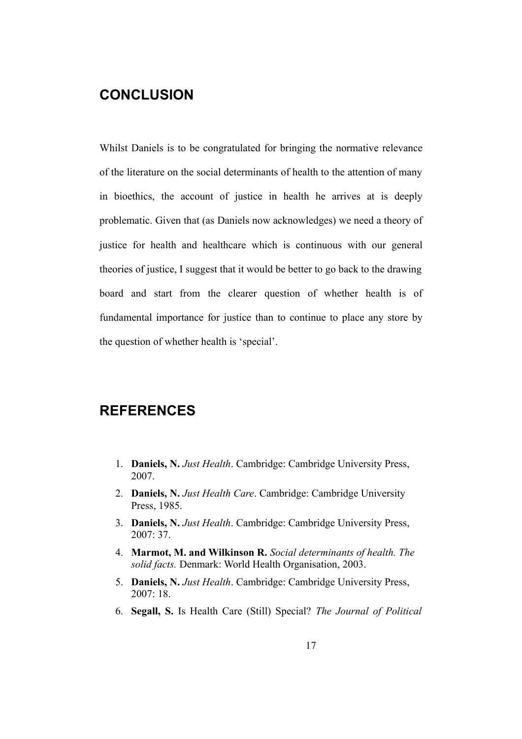## CONCLUSION

Whilst Daniels is to be congratulated for bringing the normative relevance of the literature on the social determinants of health to the attention of many in bioethics, the account of justice in health he arrives at is deeply problematic. Given that (as Daniels now acknowledges) we need a theory of justice for health and healthcare which is continuous with our general theories of justice, I suggest that it would be better to go back to the drawing board and start from the clearer question of whether health is of fundamental importance for justice than to continue to place any store by the question of whether health is 'special'.

## REFERENCES

1. **Daniels, N.** *Just Health*. Cambridge: Cambridge University Press, 2007.
2. **Daniels, N.** *Just Health Care*. Cambridge: Cambridge University Press, 1985.
3. **Daniels, N.** *Just Health*. Cambridge: Cambridge University Press, 2007: 37.
4. **Marmot, M. and Wilkinson R.** *Social determinants of health. The solid facts.* Denmark: World Health Organisation, 2003.
5. **Daniels, N.** *Just Health*. Cambridge: Cambridge University Press, 2007: 18.
6. **Segall, S.** Is Health Care (Still) Special? *The Journal of Political*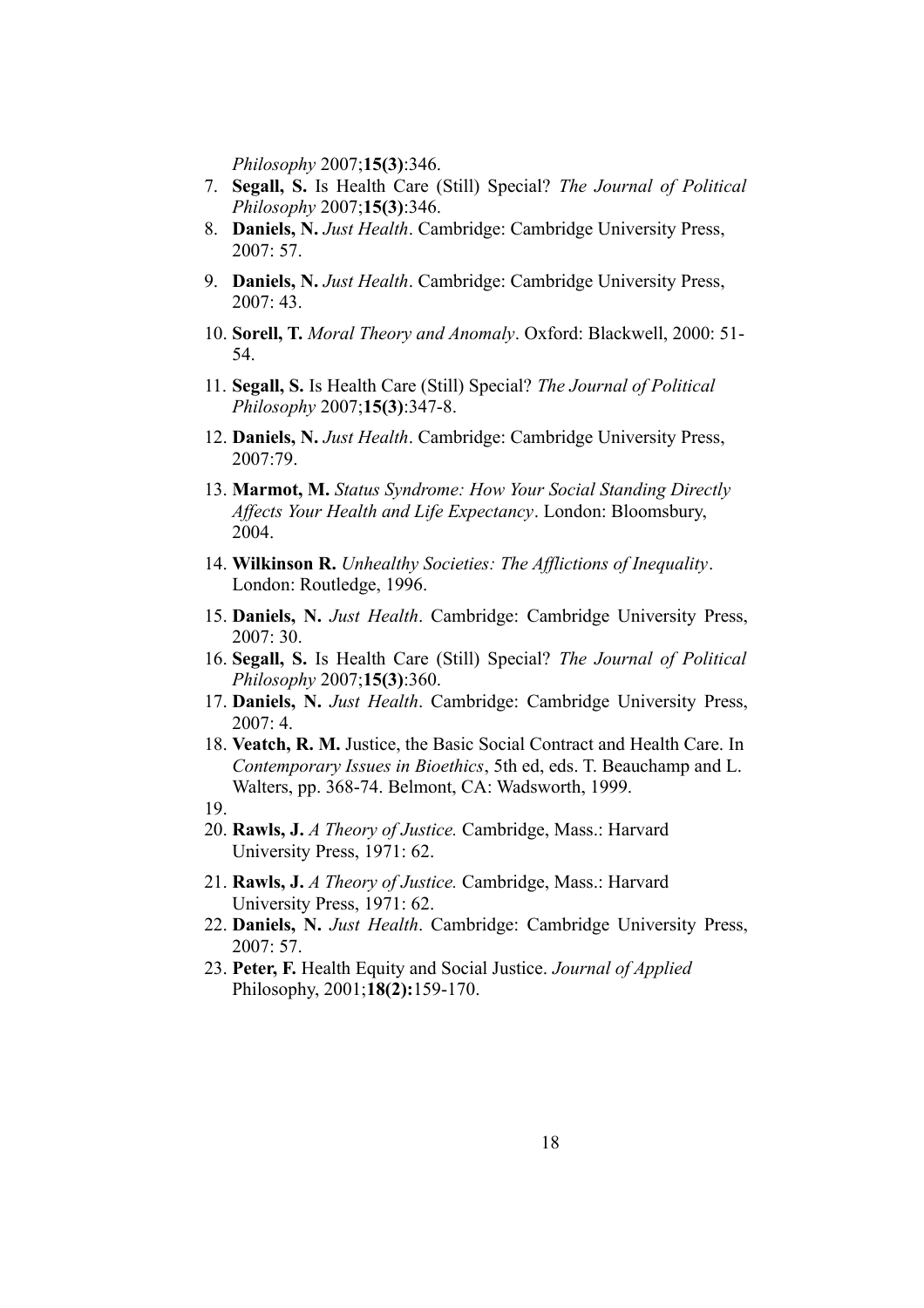*Philosophy* 2007;**15(3)**:346.

7. **Segall, S.** Is Health Care (Still) Special? *The Journal of Political Philosophy* 2007;**15(3)**:346.
8. **Daniels, N.** *Just Health*. Cambridge: Cambridge University Press, 2007: 57.
9. **Daniels, N.** *Just Health*. Cambridge: Cambridge University Press, 2007: 43.
10. **Sorell, T.** *Moral Theory and Anomaly*. Oxford: Blackwell, 2000: 51-54.
11. **Segall, S.** Is Health Care (Still) Special? *The Journal of Political Philosophy* 2007;**15(3)**:347-8.
12. **Daniels, N.** *Just Health*. Cambridge: Cambridge University Press, 2007:79.
13. **Marmot, M.** *Status Syndrome: How Your Social Standing Directly Affects Your Health and Life Expectancy*. London: Bloomsbury, 2004.
14. **Wilkinson R.** *Unhealthy Societies: The Afflictions of Inequality*. London: Routledge, 1996.
15. **Daniels, N.** *Just Health*. Cambridge: Cambridge University Press, 2007: 30.
16. **Segall, S.** Is Health Care (Still) Special? *The Journal of Political Philosophy* 2007;**15(3)**:360.
17. **Daniels, N.** *Just Health*. Cambridge: Cambridge University Press, 2007: 4.
18. **Veatch, R. M.** Justice, the Basic Social Contract and Health Care. In *Contemporary Issues in Bioethics*, 5th ed, eds. T. Beauchamp and L. Walters, pp. 368-74. Belmont, CA: Wadsworth, 1999.
19. 
20. **Rawls, J.** *A Theory of Justice.* Cambridge, Mass.: Harvard University Press, 1971: 62.
21. **Rawls, J.** *A Theory of Justice.* Cambridge, Mass.: Harvard University Press, 1971: 62.
22. **Daniels, N.** *Just Health*. Cambridge: Cambridge University Press, 2007: 57.
23. **Peter, F.** Health Equity and Social Justice. *Journal of Applied* Philosophy, 2001;**18(2):**159-170.